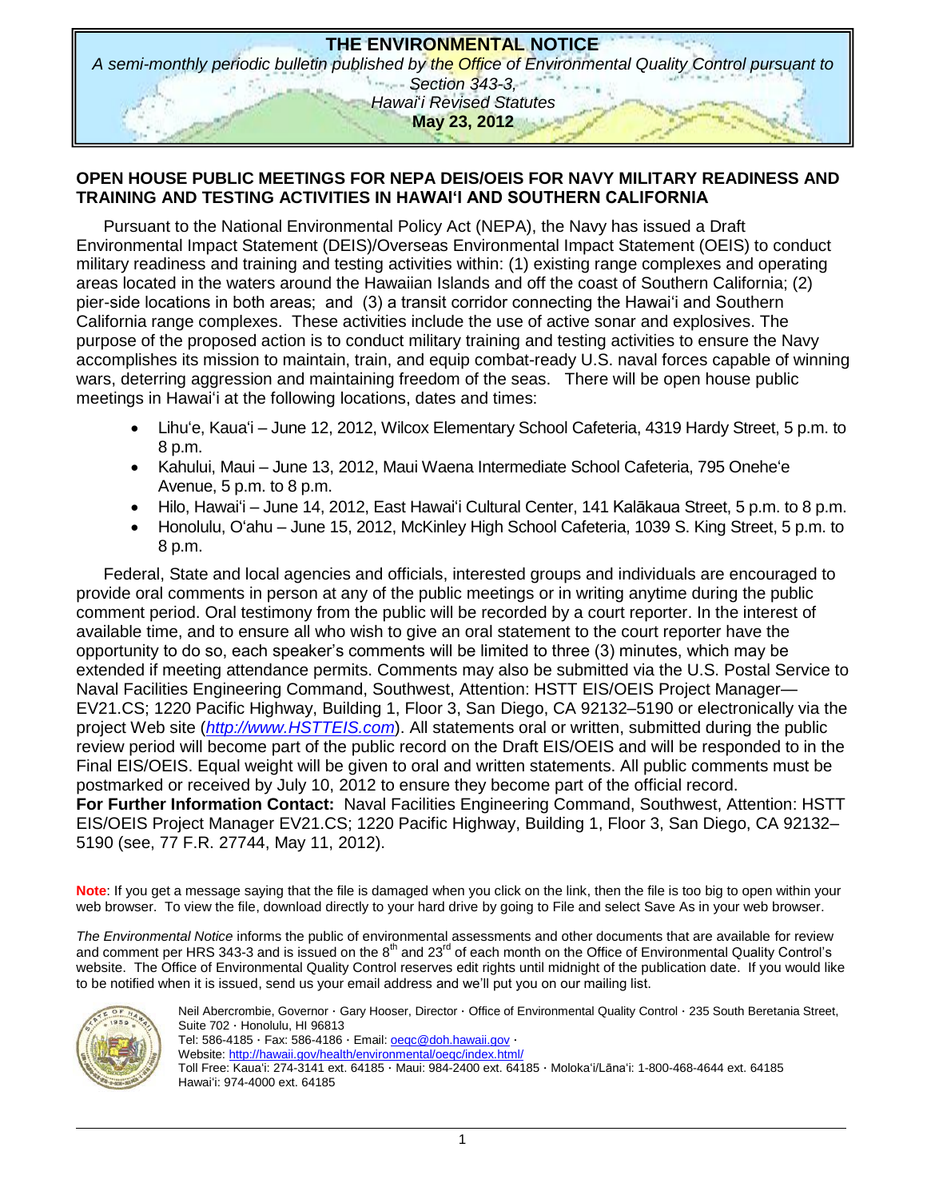# THE ENVIRONMENTAL NOTICE

*A semi-monthly periodic bulletin published by the Office of Environmental Quality Control pursuant to Section 343-3, Hawai'i Revised Statutes*

**May 23, 2012**

## OPEN HOUSE PUBLIC MEETINGS FOR NEPA DEIS/OEIS FOR NAVY MILITARY READINESS AND TRAINING AND TESTING ACTIVITIES IN HAWAIʻI AND SOUTHERN CALIFORNIA

Pursuant to the National Environmental Policy Act (NEPA), the Navy has issued a Draft Environmental Impact Statement (DEIS)/Overseas Environmental Impact Statement (OEIS) to conduct military readiness and training and testing activities within: (1) existing range complexes and operating areas located in the waters around the Hawaiian Islands and off the coast of Southern California; (2) pier-side locations in both areas; and (3) a transit corridor connecting the Hawaiʻi and Southern California range complexes. These activities include the use of active sonar and explosives. The purpose of the proposed action is to conduct military training and testing activities to ensure the Navy accomplishes its mission to maintain, train, and equip combat-ready U.S. naval forces capable of winning wars, deterring aggression and maintaining freedom of the seas. There will be open house public meetings in Hawaiʻi at the following locations, dates and times:

- Lihuʻe, Kauaʻi – June 12, 2012, Wilcox Elementary School Cafeteria, 4319 Hardy Street, 5 p.m. to 8 p.m.
- Kahului, Maui – June 13, 2012, Maui Waena Intermediate School Cafeteria, 795 Oneheʻe Avenue, 5 p.m. to 8 p.m.
- Hilo, Hawaiʻi – June 14, 2012, East Hawaiʻi Cultural Center, 141 Kalākaua Street, 5 p.m. to 8 p.m.
- Honolulu, Oʻahu – June 15, 2012, McKinley High School Cafeteria, 1039 S. King Street, 5 p.m. to 8 p.m.

Federal, State and local agencies and officials, interested groups and individuals are encouraged to provide oral comments in person at any of the public meetings or in writing anytime during the public comment period. Oral testimony from the public will be recorded by a court reporter. In the interest of available time, and to ensure all who wish to give an oral statement to the court reporter have the opportunity to do so, each speaker's comments will be limited to three (3) minutes, which may be extended if meeting attendance permits. Comments may also be submitted via the U.S. Postal Service to Naval Facilities Engineering Command, Southwest, Attention: HSTT EIS/OEIS Project Manager—EV21.CS; 1220 Pacific Highway, Building 1, Floor 3, San Diego, CA 92132–5190 or electronically via the project Web site (*http://www.HSTTEIS.com*). All statements oral or written, submitted during the public review period will become part of the public record on the Draft EIS/OEIS and will be responded to in the Final EIS/OEIS. Equal weight will be given to oral and written statements. All public comments must be postmarked or received by July 10, 2012 to ensure they become part of the official record.

**For Further Information Contact:** Naval Facilities Engineering Command, Southwest, Attention: HSTT EIS/OEIS Project Manager EV21.CS; 1220 Pacific Highway, Building 1, Floor 3, San Diego, CA 92132–5190 (see, 77 F.R. 27744, May 11, 2012).

**Note**: If you get a message saying that the file is damaged when you click on the link, then the file is too big to open within your web browser. To view the file, download directly to your hard drive by going to File and select Save As in your web browser.

*The Environmental Notice* informs the public of environmental assessments and other documents that are available for review and comment per HRS 343-3 and is issued on the 8th and 23rd of each month on the Office of Environmental Quality Control's website. The Office of Environmental Quality Control reserves edit rights until midnight of the publication date. If you would like to be notified when it is issued, send us your email address and we'll put you on our mailing list.

Neil Abercrombie, Governor · Gary Hooser, Director · Office of Environmental Quality Control · 235 South Beretania Street, Suite 702 · Honolulu, HI 96813
Tel: 586-4185 · Fax: 586-4186 · Email: oeqc@doh.hawaii.gov ·
Website: http://hawaii.gov/health/environmental/oeqc/index.html/
Toll Free: Kauaʻi: 274-3141 ext. 64185 · Maui: 984-2400 ext. 64185 · Molokaʻi/Lānaʻi: 1-800-468-4644 ext. 64185
Hawaiʻi: 974-4000 ext. 64185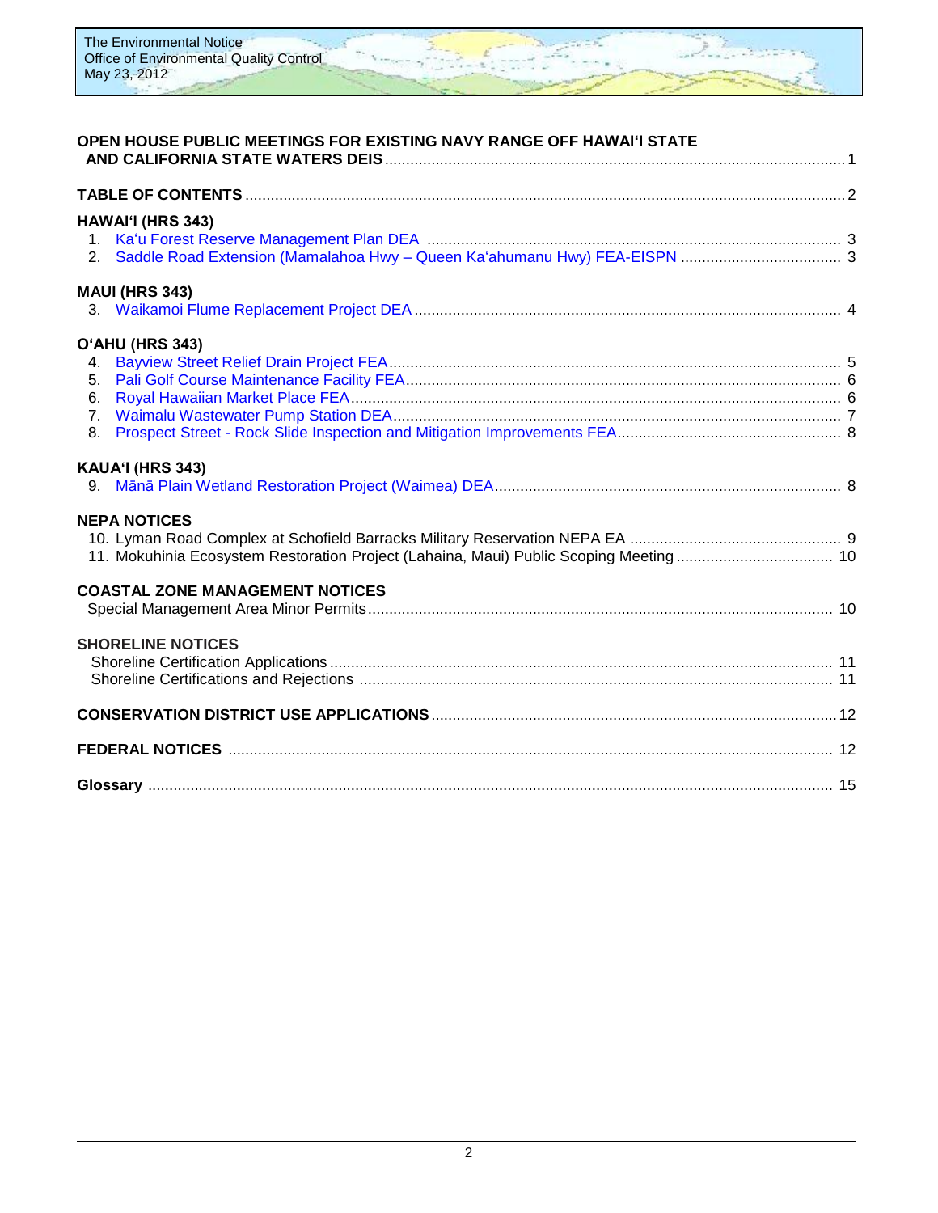**OPEN HOUSE PUBLIC MEETINGS FOR EXISTING NAVY RANGE OFF HAWAIʻI STATE AND CALIFORNIA STATE WATERS DEIS** ........ 1

**TABLE OF CONTENTS** ........ 2

**HAWAIʻI (HRS 343)**

1. Ka'u Forest Reserve Management Plan DEA ........ 3
2. Saddle Road Extension (Mamalahoa Hwy – Queen Ka'ahumanu Hwy) FEA-EISPN ........ 3

**MAUI (HRS 343)**

3. Waikamoi Flume Replacement Project DEA ........ 4

**OʻAHU (HRS 343)**

4. Bayview Street Relief Drain Project FEA ........ 5
5. Pali Golf Course Maintenance Facility FEA ........ 6
6. Royal Hawaiian Market Place FEA ........ 6
7. Waimalu Wastewater Pump Station DEA ........ 7
8. Prospect Street - Rock Slide Inspection and Mitigation Improvements FEA ........ 8

**KAUAʻI (HRS 343)**

9. Mānā Plain Wetland Restoration Project (Waimea) DEA ........ 8

**NEPA NOTICES**

10. Lyman Road Complex at Schofield Barracks Military Reservation NEPA EA ........ 9
11. Mokuhinia Ecosystem Restoration Project (Lahaina, Maui) Public Scoping Meeting ........ 10

**COASTAL ZONE MANAGEMENT NOTICES**

Special Management Area Minor Permits ........ 10

**SHORELINE NOTICES**

Shoreline Certification Applications ........ 11
Shoreline Certifications and Rejections ........ 11

**CONSERVATION DISTRICT USE APPLICATIONS** ........ 12

**FEDERAL NOTICES** ........ 12

**Glossary** ........ 15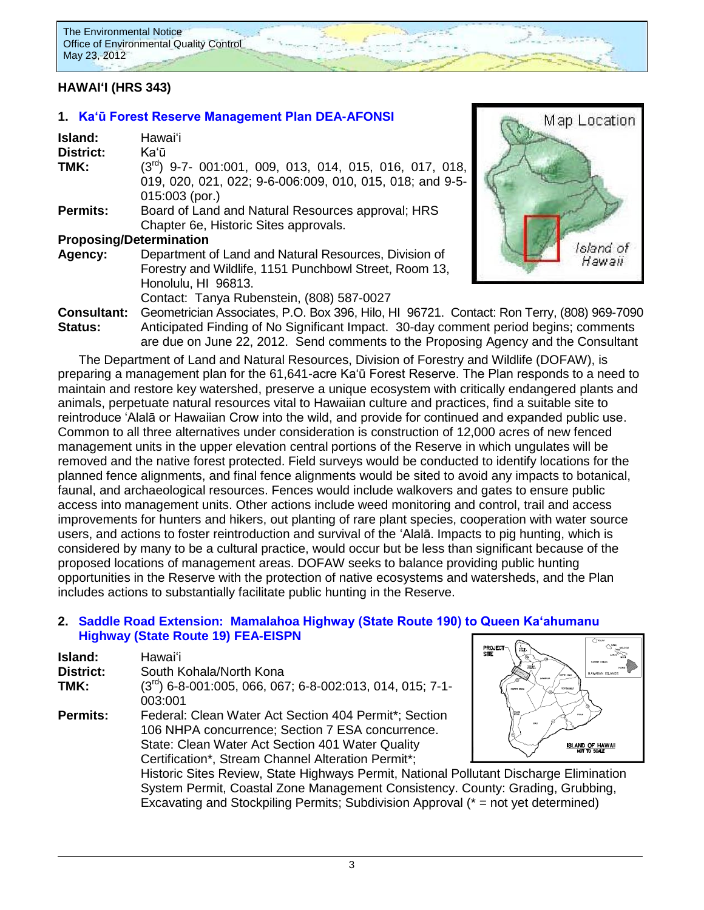## HAWAIʻI (HRS 343)

### 1. Kaʻū Forest Reserve Management Plan DEA-AFONSI

**Island:** Hawaiʻi
**District:** Kaʻū
**TMK:** (3rd) 9-7- 001:001, 009, 013, 014, 015, 016, 017, 018, 019, 020, 021, 022; 9-6-006:009, 010, 015, 018; and 9-5-015:003 (por.)
**Permits:** Board of Land and Natural Resources approval; HRS Chapter 6e, Historic Sites approvals.

**Proposing/Determination Agency:** Department of Land and Natural Resources, Division of Forestry and Wildlife, 1151 Punchbowl Street, Room 13, Honolulu, HI 96813.
Contact: Tanya Rubenstein, (808) 587-0027
**Consultant:** Geometrician Associates, P.O. Box 396, Hilo, HI 96721. Contact: Ron Terry, (808) 969-7090
**Status:** Anticipated Finding of No Significant Impact. 30-day comment period begins; comments are due on June 22, 2012. Send comments to the Proposing Agency and the Consultant

The Department of Land and Natural Resources, Division of Forestry and Wildlife (DOFAW), is preparing a management plan for the 61,641-acre Kaʻū Forest Reserve. The Plan responds to a need to maintain and restore key watershed, preserve a unique ecosystem with critically endangered plants and animals, perpetuate natural resources vital to Hawaiian culture and practices, find a suitable site to reintroduce ʻAlalā or Hawaiian Crow into the wild, and provide for continued and expanded public use. Common to all three alternatives under consideration is construction of 12,000 acres of new fenced management units in the upper elevation central portions of the Reserve in which ungulates will be removed and the native forest protected. Field surveys would be conducted to identify locations for the planned fence alignments, and final fence alignments would be sited to avoid any impacts to botanical, faunal, and archaeological resources. Fences would include walkovers and gates to ensure public access into management units. Other actions include weed monitoring and control, trail and access improvements for hunters and hikers, out planting of rare plant species, cooperation with water source users, and actions to foster reintroduction and survival of the ʻAlalā. Impacts to pig hunting, which is considered by many to be a cultural practice, would occur but be less than significant because of the proposed locations of management areas. DOFAW seeks to balance providing public hunting opportunities in the Reserve with the protection of native ecosystems and watersheds, and the Plan includes actions to substantially facilitate public hunting in the Reserve.

### 2. Saddle Road Extension: Mamalahoa Highway (State Route 190) to Queen Kaʻahumanu Highway (State Route 19) FEA-EISPN

**Island:** Hawaiʻi
**District:** South Kohala/North Kona
**TMK:** (3rd) 6-8-001:005, 066, 067; 6-8-002:013, 014, 015; 7-1-003:001
**Permits:** Federal: Clean Water Act Section 404 Permit*; Section 106 NHPA concurrence; Section 7 ESA concurrence. State: Clean Water Act Section 401 Water Quality Certification*, Stream Channel Alteration Permit*; Historic Sites Review, State Highways Permit, National Pollutant Discharge Elimination System Permit, Coastal Zone Management Consistency. County: Grading, Grubbing, Excavating and Stockpiling Permits; Subdivision Approval (* = not yet determined)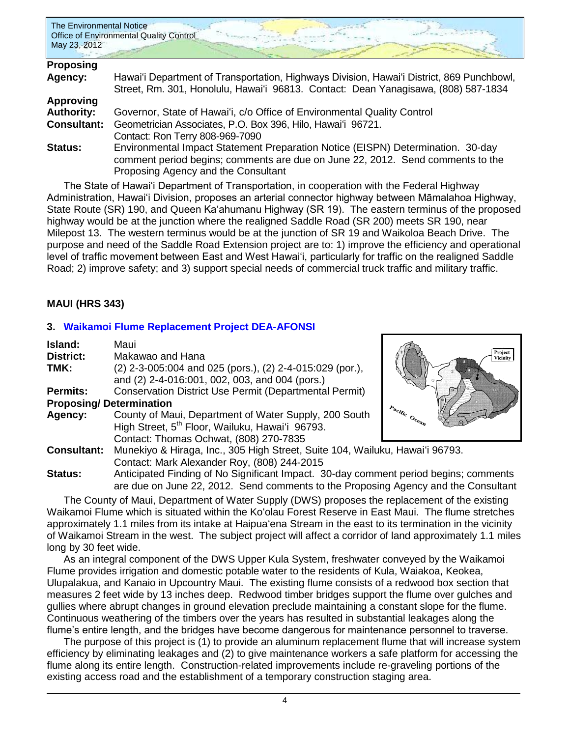**Proposing Agency:** Hawai'i Department of Transportation, Highways Division, Hawai'i District, 869 Punchbowl, Street, Rm. 301, Honolulu, Hawai'i 96813. Contact: Dean Yanagisawa, (808) 587-1834

**Approving Authority:** Governor, State of Hawai'i, c/o Office of Environmental Quality Control

**Consultant:** Geometrician Associates, P.O. Box 396, Hilo, Hawai'i 96721. Contact: Ron Terry 808-969-7090

**Status:** Environmental Impact Statement Preparation Notice (EISPN) Determination. 30-day comment period begins; comments are due on June 22, 2012. Send comments to the Proposing Agency and the Consultant

The State of Hawai'i Department of Transportation, in cooperation with the Federal Highway Administration, Hawai'i Division, proposes an arterial connector highway between Māmalahoa Highway, State Route (SR) 190, and Queen Ka'ahumanu Highway (SR 19). The eastern terminus of the proposed highway would be at the junction where the realigned Saddle Road (SR 200) meets SR 190, near Milepost 13. The western terminus would be at the junction of SR 19 and Waikoloa Beach Drive. The purpose and need of the Saddle Road Extension project are to: 1) improve the efficiency and operational level of traffic movement between East and West Hawai'i, particularly for traffic on the realigned Saddle Road; 2) improve safety; and 3) support special needs of commercial truck traffic and military traffic.

## MAUI (HRS 343)

### 3. Waikamoi Flume Replacement Project DEA-AFONSI

**Island:** Maui

**District:** Makawao and Hana

**TMK:** (2) 2-3-005:004 and 025 (pors.), (2) 2-4-015:029 (por.), and (2) 2-4-016:001, 002, 003, and 004 (pors.)

**Permits:** Conservation District Use Permit (Departmental Permit)

**Proposing/ Determination Agency:** County of Maui, Department of Water Supply, 200 South High Street, 5th Floor, Wailuku, Hawai'i 96793. Contact: Thomas Ochwat, (808) 270-7835

**Consultant:** Munekiyo & Hiraga, Inc., 305 High Street, Suite 104, Wailuku, Hawai'i 96793. Contact: Mark Alexander Roy, (808) 244-2015

**Status:** Anticipated Finding of No Significant Impact. 30-day comment period begins; comments are due on June 22, 2012. Send comments to the Proposing Agency and the Consultant

The County of Maui, Department of Water Supply (DWS) proposes the replacement of the existing Waikamoi Flume which is situated within the Ko'olau Forest Reserve in East Maui. The flume stretches approximately 1.1 miles from its intake at Haipua'ena Stream in the east to its termination in the vicinity of Waikamoi Stream in the west. The subject project will affect a corridor of land approximately 1.1 miles long by 30 feet wide.

As an integral component of the DWS Upper Kula System, freshwater conveyed by the Waikamoi Flume provides irrigation and domestic potable water to the residents of Kula, Waiakoa, Keokea, Ulupalakua, and Kanaio in Upcountry Maui. The existing flume consists of a redwood box section that measures 2 feet wide by 13 inches deep. Redwood timber bridges support the flume over gulches and gullies where abrupt changes in ground elevation preclude maintaining a constant slope for the flume. Continuous weathering of the timbers over the years has resulted in substantial leakages along the flume's entire length, and the bridges have become dangerous for maintenance personnel to traverse.

The purpose of this project is (1) to provide an aluminum replacement flume that will increase system efficiency by eliminating leakages and (2) to give maintenance workers a safe platform for accessing the flume along its entire length. Construction-related improvements include re-graveling portions of the existing access road and the establishment of a temporary construction staging area.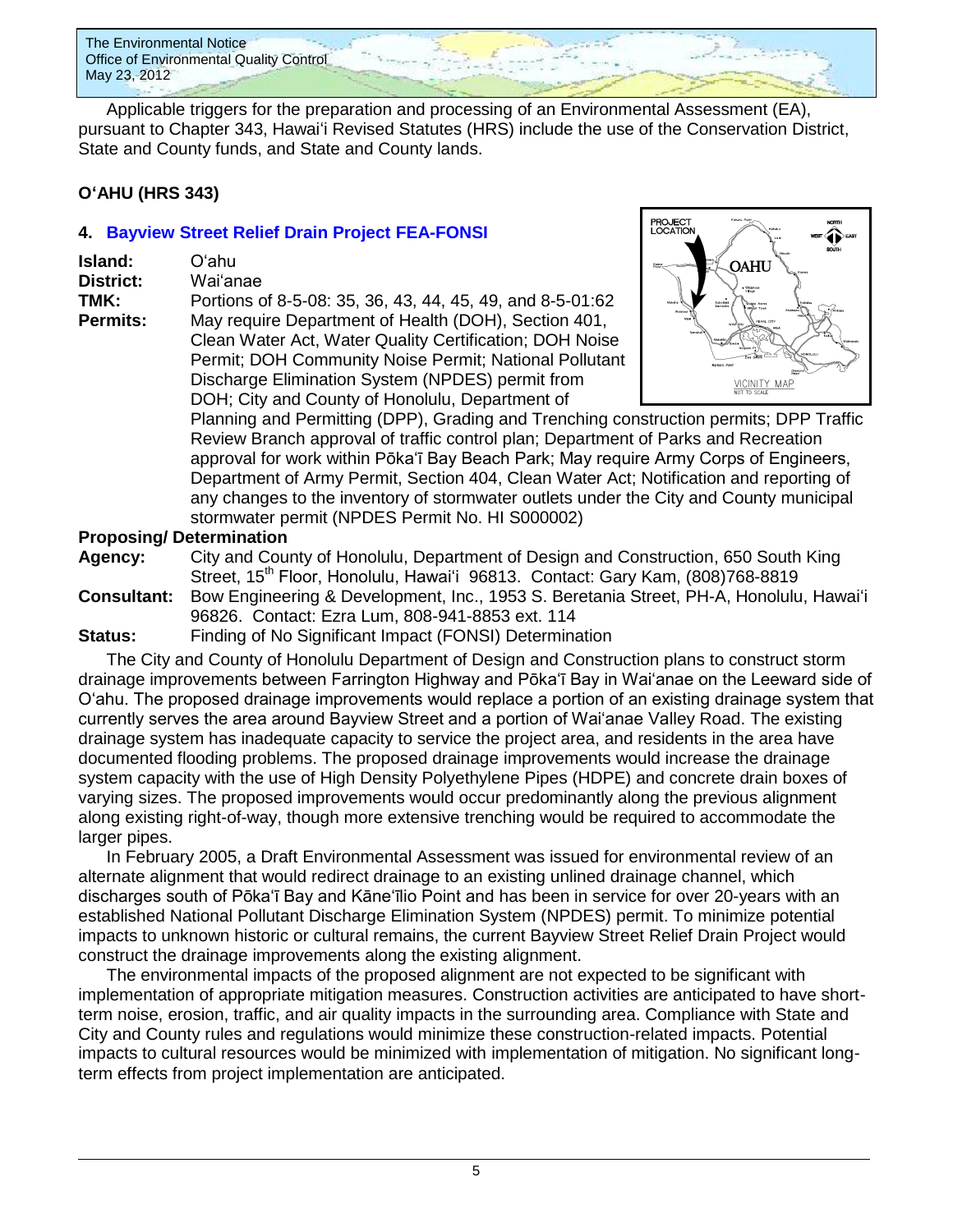Applicable triggers for the preparation and processing of an Environmental Assessment (EA), pursuant to Chapter 343, Hawaiʻi Revised Statutes (HRS) include the use of the Conservation District, State and County funds, and State and County lands.

## Oʻahu (HRS 343)

### 4. Bayview Street Relief Drain Project FEA-FONSI

**Island:** Oʻahu
**District:** Waiʻanae
**TMK:** Portions of 8-5-08: 35, 36, 43, 44, 45, 49, and 8-5-01:62
**Permits:** May require Department of Health (DOH), Section 401, Clean Water Act, Water Quality Certification; DOH Noise Permit; DOH Community Noise Permit; National Pollutant Discharge Elimination System (NPDES) permit from DOH; City and County of Honolulu, Department of Planning and Permitting (DPP), Grading and Trenching construction permits; DPP Traffic Review Branch approval of traffic control plan; Department of Parks and Recreation approval for work within Pōkaʻī Bay Beach Park; May require Army Corps of Engineers, Department of Army Permit, Section 404, Clean Water Act; Notification and reporting of any changes to the inventory of stormwater outlets under the City and County municipal stormwater permit (NPDES Permit No. HI S000002)

**Proposing/ Determination**
**Agency:** City and County of Honolulu, Department of Design and Construction, 650 South King Street, 15th Floor, Honolulu, Hawaiʻi 96813. Contact: Gary Kam, (808)768-8819
**Consultant:** Bow Engineering & Development, Inc., 1953 S. Beretania Street, PH-A, Honolulu, Hawaiʻi 96826. Contact: Ezra Lum, 808-941-8853 ext. 114
**Status:** Finding of No Significant Impact (FONSI) Determination

The City and County of Honolulu Department of Design and Construction plans to construct storm drainage improvements between Farrington Highway and Pōkaʻī Bay in Waiʻanae on the Leeward side of Oʻahu. The proposed drainage improvements would replace a portion of an existing drainage system that currently serves the area around Bayview Street and a portion of Waiʻanae Valley Road. The existing drainage system has inadequate capacity to service the project area, and residents in the area have documented flooding problems. The proposed drainage improvements would increase the drainage system capacity with the use of High Density Polyethylene Pipes (HDPE) and concrete drain boxes of varying sizes. The proposed improvements would occur predominantly along the previous alignment along existing right-of-way, though more extensive trenching would be required to accommodate the larger pipes.

In February 2005, a Draft Environmental Assessment was issued for environmental review of an alternate alignment that would redirect drainage to an existing unlined drainage channel, which discharges south of Pōkaʻī Bay and Kāneʻīlio Point and has been in service for over 20-years with an established National Pollutant Discharge Elimination System (NPDES) permit. To minimize potential impacts to unknown historic or cultural remains, the current Bayview Street Relief Drain Project would construct the drainage improvements along the existing alignment.

The environmental impacts of the proposed alignment are not expected to be significant with implementation of appropriate mitigation measures. Construction activities are anticipated to have short-term noise, erosion, traffic, and air quality impacts in the surrounding area. Compliance with State and City and County rules and regulations would minimize these construction-related impacts. Potential impacts to cultural resources would be minimized with implementation of mitigation. No significant long-term effects from project implementation are anticipated.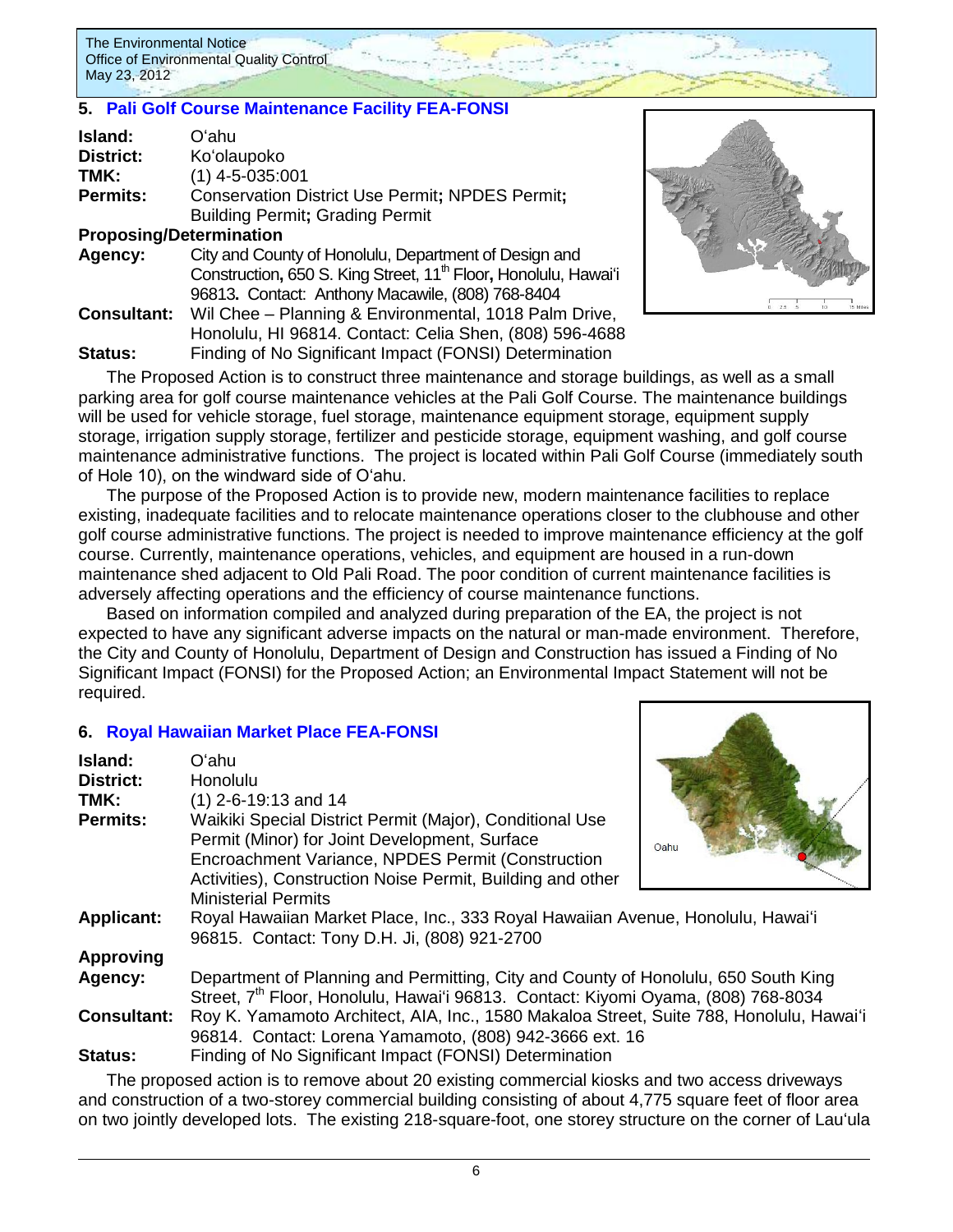## 5. Pali Golf Course Maintenance Facility FEA-FONSI

**Island:** Oʻahu
**District:** Koʻolaupoko
**TMK:** (1) 4-5-035:001
**Permits:** Conservation District Use Permit; NPDES Permit; Building Permit; Grading Permit

**Proposing/Determination**
**Agency:** City and County of Honolulu, Department of Design and Construction, 650 S. King Street, 11th Floor, Honolulu, Hawaiʻi 96813. Contact: Anthony Macawile, (808) 768-8404
**Consultant:** Wil Chee – Planning & Environmental, 1018 Palm Drive, Honolulu, HI 96814. Contact: Celia Shen, (808) 596-4688
**Status:** Finding of No Significant Impact (FONSI) Determination

The Proposed Action is to construct three maintenance and storage buildings, as well as a small parking area for golf course maintenance vehicles at the Pali Golf Course. The maintenance buildings will be used for vehicle storage, fuel storage, maintenance equipment storage, equipment supply storage, irrigation supply storage, fertilizer and pesticide storage, equipment washing, and golf course maintenance administrative functions. The project is located within Pali Golf Course (immediately south of Hole 10), on the windward side of Oʻahu.

The purpose of the Proposed Action is to provide new, modern maintenance facilities to replace existing, inadequate facilities and to relocate maintenance operations closer to the clubhouse and other golf course administrative functions. The project is needed to improve maintenance efficiency at the golf course. Currently, maintenance operations, vehicles, and equipment are housed in a run-down maintenance shed adjacent to Old Pali Road. The poor condition of current maintenance facilities is adversely affecting operations and the efficiency of course maintenance functions.

Based on information compiled and analyzed during preparation of the EA, the project is not expected to have any significant adverse impacts on the natural or man-made environment. Therefore, the City and County of Honolulu, Department of Design and Construction has issued a Finding of No Significant Impact (FONSI) for the Proposed Action; an Environmental Impact Statement will not be required.

## 6. Royal Hawaiian Market Place FEA-FONSI

**Island:** Oʻahu
**District:** Honolulu
**TMK:** (1) 2-6-19:13 and 14
**Permits:** Waikiki Special District Permit (Major), Conditional Use Permit (Minor) for Joint Development, Surface Encroachment Variance, NPDES Permit (Construction Activities), Construction Noise Permit, Building and other Ministerial Permits
**Applicant:** Royal Hawaiian Market Place, Inc., 333 Royal Hawaiian Avenue, Honolulu, Hawaiʻi 96815. Contact: Tony D.H. Ji, (808) 921-2700

**Approving**
**Agency:** Department of Planning and Permitting, City and County of Honolulu, 650 South King Street, 7th Floor, Honolulu, Hawaiʻi 96813. Contact: Kiyomi Oyama, (808) 768-8034
**Consultant:** Roy K. Yamamoto Architect, AIA, Inc., 1580 Makaloa Street, Suite 788, Honolulu, Hawaiʻi 96814. Contact: Lorena Yamamoto, (808) 942-3666 ext. 16
**Status:** Finding of No Significant Impact (FONSI) Determination

The proposed action is to remove about 20 existing commercial kiosks and two access driveways and construction of a two-storey commercial building consisting of about 4,775 square feet of floor area on two jointly developed lots. The existing 218-square-foot, one storey structure on the corner of Lauʻula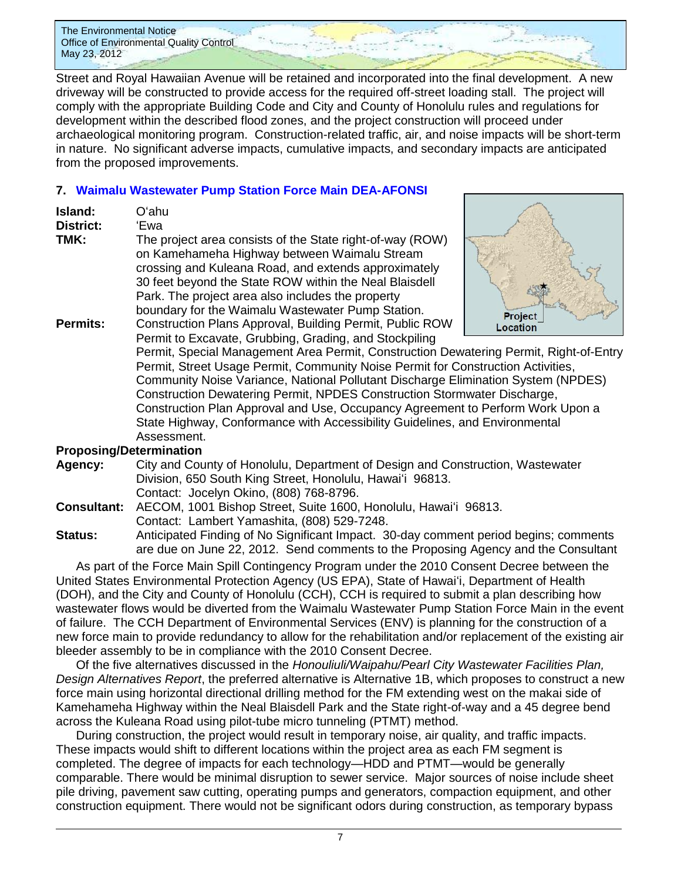Street and Royal Hawaiian Avenue will be retained and incorporated into the final development. A new driveway will be constructed to provide access for the required off-street loading stall. The project will comply with the appropriate Building Code and City and County of Honolulu rules and regulations for development within the described flood zones, and the project construction will proceed under archaeological monitoring program. Construction-related traffic, air, and noise impacts will be short-term in nature. No significant adverse impacts, cumulative impacts, and secondary impacts are anticipated from the proposed improvements.

### 7. Waimalu Wastewater Pump Station Force Main DEA-AFONSI

**Island:** Oʻahu

**District:** ʻEwa

**TMK:** The project area consists of the State right-of-way (ROW) on Kamehameha Highway between Waimalu Stream crossing and Kuleana Road, and extends approximately 30 feet beyond the State ROW within the Neal Blaisdell Park. The project area also includes the property boundary for the Waimalu Wastewater Pump Station.

**Permits:** Construction Plans Approval, Building Permit, Public ROW Permit to Excavate, Grubbing, Grading, and Stockpiling Permit, Special Management Area Permit, Construction Dewatering Permit, Right-of-Entry Permit, Street Usage Permit, Community Noise Permit for Construction Activities, Community Noise Variance, National Pollutant Discharge Elimination System (NPDES) Construction Dewatering Permit, NPDES Construction Stormwater Discharge, Construction Plan Approval and Use, Occupancy Agreement to Perform Work Upon a State Highway, Conformance with Accessibility Guidelines, and Environmental Assessment.

**Proposing/Determination Agency:** City and County of Honolulu, Department of Design and Construction, Wastewater Division, 650 South King Street, Honolulu, Hawaiʻi 96813. Contact: Jocelyn Okino, (808) 768-8796.

**Consultant:** AECOM, 1001 Bishop Street, Suite 1600, Honolulu, Hawaiʻi 96813. Contact: Lambert Yamashita, (808) 529-7248.

**Status:** Anticipated Finding of No Significant Impact. 30-day comment period begins; comments are due on June 22, 2012. Send comments to the Proposing Agency and the Consultant

As part of the Force Main Spill Contingency Program under the 2010 Consent Decree between the United States Environmental Protection Agency (US EPA), State of Hawaiʻi, Department of Health (DOH), and the City and County of Honolulu (CCH), CCH is required to submit a plan describing how wastewater flows would be diverted from the Waimalu Wastewater Pump Station Force Main in the event of failure. The CCH Department of Environmental Services (ENV) is planning for the construction of a new force main to provide redundancy to allow for the rehabilitation and/or replacement of the existing air bleeder assembly to be in compliance with the 2010 Consent Decree.

Of the five alternatives discussed in the *Honouliuli/Waipahu/Pearl City Wastewater Facilities Plan, Design Alternatives Report*, the preferred alternative is Alternative 1B, which proposes to construct a new force main using horizontal directional drilling method for the FM extending west on the makai side of Kamehameha Highway within the Neal Blaisdell Park and the State right-of-way and a 45 degree bend across the Kuleana Road using pilot-tube micro tunneling (PTMT) method.

During construction, the project would result in temporary noise, air quality, and traffic impacts. These impacts would shift to different locations within the project area as each FM segment is completed. The degree of impacts for each technology—HDD and PTMT—would be generally comparable. There would be minimal disruption to sewer service. Major sources of noise include sheet pile driving, pavement saw cutting, operating pumps and generators, compaction equipment, and other construction equipment. There would not be significant odors during construction, as temporary bypass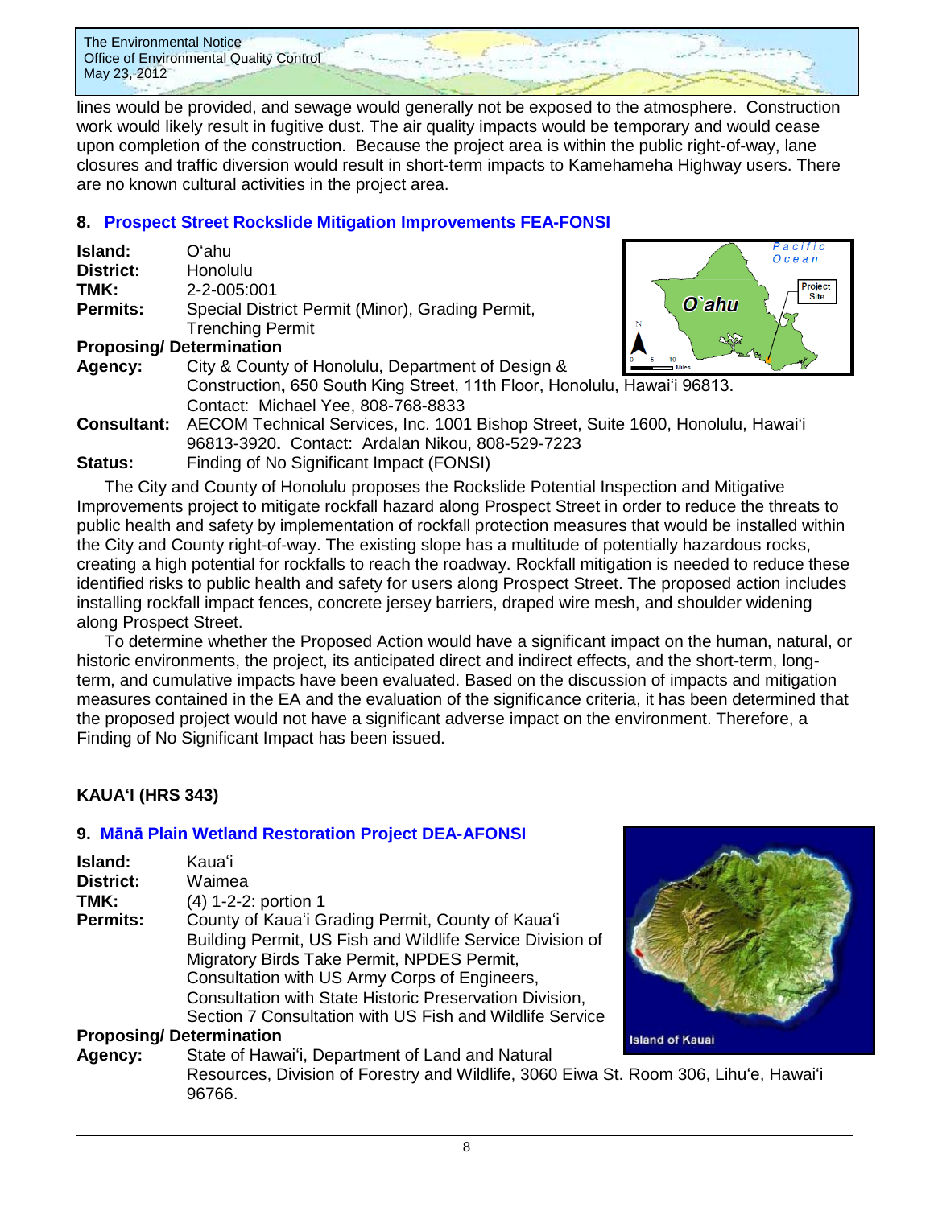lines would be provided, and sewage would generally not be exposed to the atmosphere. Construction work would likely result in fugitive dust. The air quality impacts would be temporary and would cease upon completion of the construction. Because the project area is within the public right-of-way, lane closures and traffic diversion would result in short-term impacts to Kamehameha Highway users. There are no known cultural activities in the project area.

## 8. Prospect Street Rockslide Mitigation Improvements FEA-FONSI

**Island:** Oʻahu
**District:** Honolulu
**TMK:** 2-2-005:001
**Permits:** Special District Permit (Minor), Grading Permit, Trenching Permit

**Proposing/ Determination**
**Agency:** City & County of Honolulu, Department of Design & Construction**,** 650 South King Street, 11th Floor, Honolulu, Hawaiʻi 96813. Contact: Michael Yee, 808-768-8833
**Consultant:** AECOM Technical Services, Inc. 1001 Bishop Street, Suite 1600, Honolulu, Hawaiʻi 96813-3920**.** Contact: Ardalan Nikou, 808-529-7223
**Status:** Finding of No Significant Impact (FONSI)

The City and County of Honolulu proposes the Rockslide Potential Inspection and Mitigative Improvements project to mitigate rockfall hazard along Prospect Street in order to reduce the threats to public health and safety by implementation of rockfall protection measures that would be installed within the City and County right-of-way. The existing slope has a multitude of potentially hazardous rocks, creating a high potential for rockfalls to reach the roadway. Rockfall mitigation is needed to reduce these identified risks to public health and safety for users along Prospect Street. The proposed action includes installing rockfall impact fences, concrete jersey barriers, draped wire mesh, and shoulder widening along Prospect Street.

To determine whether the Proposed Action would have a significant impact on the human, natural, or historic environments, the project, its anticipated direct and indirect effects, and the short-term, long-term, and cumulative impacts have been evaluated. Based on the discussion of impacts and mitigation measures contained in the EA and the evaluation of the significance criteria, it has been determined that the proposed project would not have a significant adverse impact on the environment. Therefore, a Finding of No Significant Impact has been issued.

# KAUAʻI (HRS 343)

## 9. Mānā Plain Wetland Restoration Project DEA-AFONSI

**Island:** Kauaʻi
**District:** Waimea
**TMK:** (4) 1-2-2: portion 1
**Permits:** County of Kauaʻi Grading Permit, County of Kauaʻi Building Permit, US Fish and Wildlife Service Division of Migratory Birds Take Permit, NPDES Permit, Consultation with US Army Corps of Engineers, Consultation with State Historic Preservation Division, Section 7 Consultation with US Fish and Wildlife Service

**Proposing/ Determination**
**Agency:** State of Hawaiʻi, Department of Land and Natural Resources, Division of Forestry and Wildlife, 3060 Eiwa St. Room 306, Lihuʻe, Hawaiʻi 96766.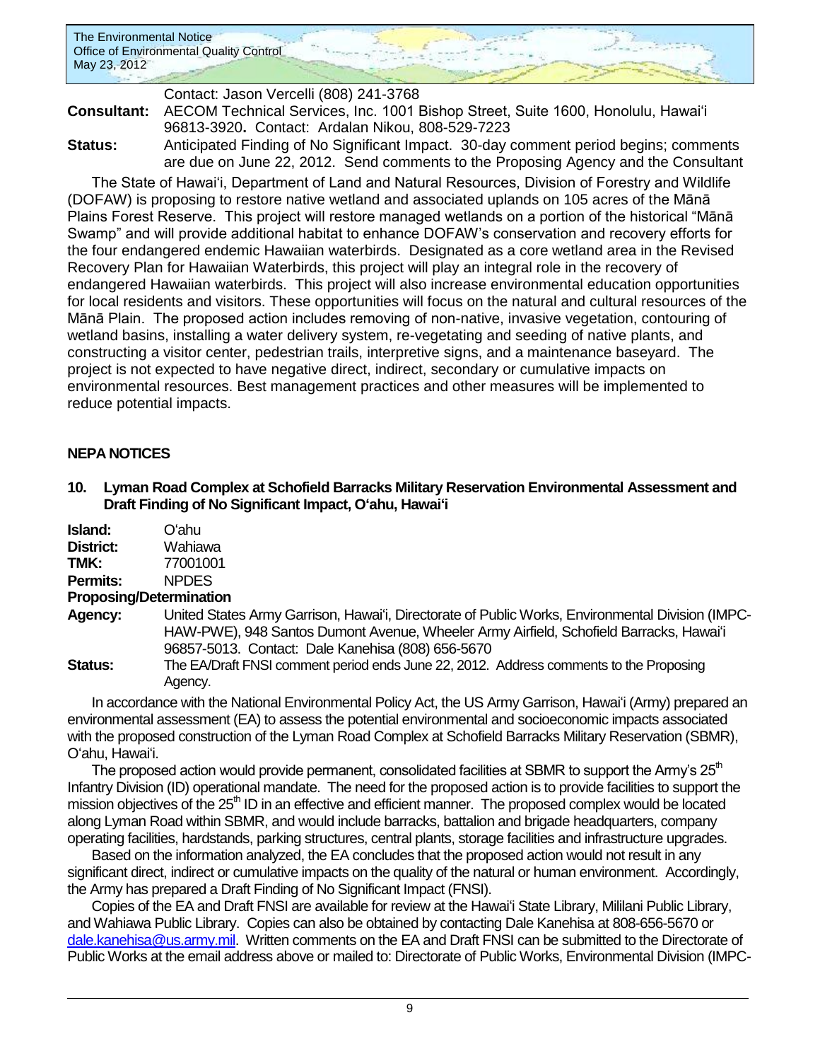Contact: Jason Vercelli (808) 241-3768

**Consultant:** AECOM Technical Services, Inc. 1001 Bishop Street, Suite 1600, Honolulu, Hawai'i 96813-3920**.** Contact: Ardalan Nikou, 808-529-7223

**Status:** Anticipated Finding of No Significant Impact. 30-day comment period begins; comments are due on June 22, 2012. Send comments to the Proposing Agency and the Consultant

The State of Hawai'i, Department of Land and Natural Resources, Division of Forestry and Wildlife (DOFAW) is proposing to restore native wetland and associated uplands on 105 acres of the Mānā Plains Forest Reserve. This project will restore managed wetlands on a portion of the historical "Mānā Swamp" and will provide additional habitat to enhance DOFAW's conservation and recovery efforts for the four endangered endemic Hawaiian waterbirds. Designated as a core wetland area in the Revised Recovery Plan for Hawaiian Waterbirds, this project will play an integral role in the recovery of endangered Hawaiian waterbirds. This project will also increase environmental education opportunities for local residents and visitors. These opportunities will focus on the natural and cultural resources of the Mānā Plain. The proposed action includes removing of non-native, invasive vegetation, contouring of wetland basins, installing a water delivery system, re-vegetating and seeding of native plants, and constructing a visitor center, pedestrian trails, interpretive signs, and a maintenance baseyard. The project is not expected to have negative direct, indirect, secondary or cumulative impacts on environmental resources. Best management practices and other measures will be implemented to reduce potential impacts.

## NEPA NOTICES

### 10. Lyman Road Complex at Schofield Barracks Military Reservation Environmental Assessment and Draft Finding of No Significant Impact, O'ahu, Hawai'i

**Island:** O'ahu
**District:** Wahiawa
**TMK:** 77001001
**Permits:** NPDES
**Proposing/Determination Agency:** United States Army Garrison, Hawai'i, Directorate of Public Works, Environmental Division (IMPC-HAW-PWE), 948 Santos Dumont Avenue, Wheeler Army Airfield, Schofield Barracks, Hawai'i 96857-5013. Contact: Dale Kanehisa (808) 656-5670

**Status:** The EA/Draft FNSI comment period ends June 22, 2012. Address comments to the Proposing Agency.

In accordance with the National Environmental Policy Act, the US Army Garrison, Hawai'i (Army) prepared an environmental assessment (EA) to assess the potential environmental and socioeconomic impacts associated with the proposed construction of the Lyman Road Complex at Schofield Barracks Military Reservation (SBMR), O'ahu, Hawai'i.

The proposed action would provide permanent, consolidated facilities at SBMR to support the Army's 25th Infantry Division (ID) operational mandate. The need for the proposed action is to provide facilities to support the mission objectives of the 25th ID in an effective and efficient manner. The proposed complex would be located along Lyman Road within SBMR, and would include barracks, battalion and brigade headquarters, company operating facilities, hardstands, parking structures, central plants, storage facilities and infrastructure upgrades.

Based on the information analyzed, the EA concludes that the proposed action would not result in any significant direct, indirect or cumulative impacts on the quality of the natural or human environment. Accordingly, the Army has prepared a Draft Finding of No Significant Impact (FNSI).

Copies of the EA and Draft FNSI are available for review at the Hawai'i State Library, Mililani Public Library, and Wahiawa Public Library. Copies can also be obtained by contacting Dale Kanehisa at 808-656-5670 or dale.kanehisa@us.army.mil. Written comments on the EA and Draft FNSI can be submitted to the Directorate of Public Works at the email address above or mailed to: Directorate of Public Works, Environmental Division (IMPC-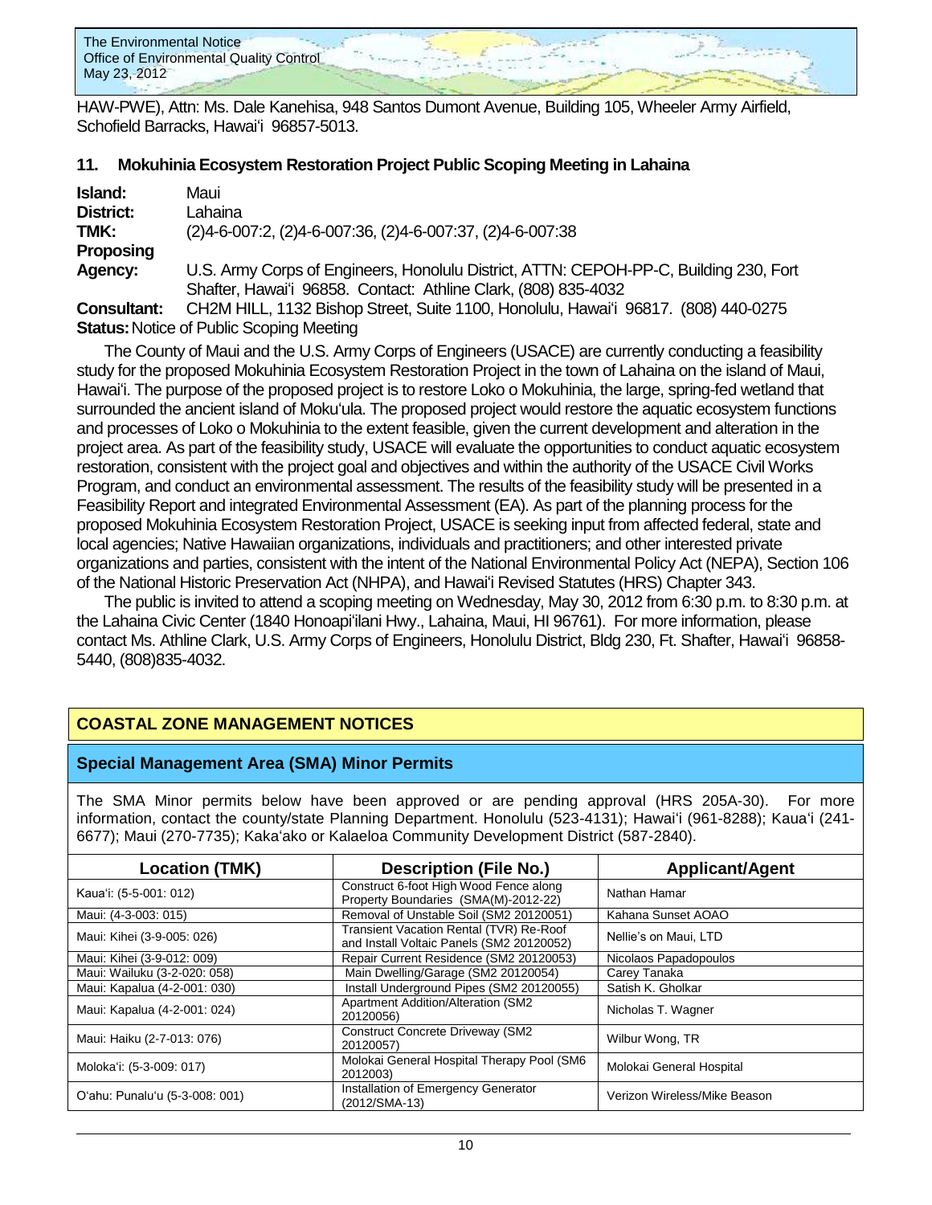HAW-PWE), Attn: Ms. Dale Kanehisa, 948 Santos Dumont Avenue, Building 105, Wheeler Army Airfield, Schofield Barracks, Hawaiʻi 96857-5013.

### 11. Mokuhinia Ecosystem Restoration Project Public Scoping Meeting in Lahaina

**Island:** Maui
**District:** Lahaina
**TMK:** (2)4-6-007:2, (2)4-6-007:36, (2)4-6-007:37, (2)4-6-007:38
**Proposing Agency:** U.S. Army Corps of Engineers, Honolulu District, ATTN: CEPOH-PP-C, Building 230, Fort Shafter, Hawaiʻi 96858. Contact: Athline Clark, (808) 835-4032
**Consultant:** CH2M HILL, 1132 Bishop Street, Suite 1100, Honolulu, Hawaiʻi 96817. (808) 440-0275
**Status:** Notice of Public Scoping Meeting

The County of Maui and the U.S. Army Corps of Engineers (USACE) are currently conducting a feasibility study for the proposed Mokuhinia Ecosystem Restoration Project in the town of Lahaina on the island of Maui, Hawaiʻi. The purpose of the proposed project is to restore Loko o Mokuhinia, the large, spring-fed wetland that surrounded the ancient island of Mokuʻula. The proposed project would restore the aquatic ecosystem functions and processes of Loko o Mokuhinia to the extent feasible, given the current development and alteration in the project area. As part of the feasibility study, USACE will evaluate the opportunities to conduct aquatic ecosystem restoration, consistent with the project goal and objectives and within the authority of the USACE Civil Works Program, and conduct an environmental assessment. The results of the feasibility study will be presented in a Feasibility Report and integrated Environmental Assessment (EA). As part of the planning process for the proposed Mokuhinia Ecosystem Restoration Project, USACE is seeking input from affected federal, state and local agencies; Native Hawaiian organizations, individuals and practitioners; and other interested private organizations and parties, consistent with the intent of the National Environmental Policy Act (NEPA), Section 106 of the National Historic Preservation Act (NHPA), and Hawaiʻi Revised Statutes (HRS) Chapter 343.

The public is invited to attend a scoping meeting on Wednesday, May 30, 2012 from 6:30 p.m. to 8:30 p.m. at the Lahaina Civic Center (1840 Honoapiʻilani Hwy., Lahaina, Maui, HI 96761). For more information, please contact Ms. Athline Clark, U.S. Army Corps of Engineers, Honolulu District, Bldg 230, Ft. Shafter, Hawaiʻi 96858-5440, (808)835-4032.

## COASTAL ZONE MANAGEMENT NOTICES

### Special Management Area (SMA) Minor Permits

The SMA Minor permits below have been approved or are pending approval (HRS 205A-30). For more information, contact the county/state Planning Department. Honolulu (523-4131); Hawaiʻi (961-8288); Kauaʻi (241-6677); Maui (270-7735); Kakaʻako or Kalaeloa Community Development District (587-2840).

| Location (TMK) | Description (File No.) | Applicant/Agent |
|---|---|---|
| Kauaʻi: (5-5-001: 012) | Construct 6-foot High Wood Fence along Property Boundaries (SMA(M)-2012-22) | Nathan Hamar |
| Maui: (4-3-003: 015) | Removal of Unstable Soil (SM2 20120051) | Kahana Sunset AOAO |
| Maui: Kihei (3-9-005: 026) | Transient Vacation Rental (TVR) Re-Roof and Install Voltaic Panels (SM2 20120052) | Nellie's on Maui, LTD |
| Maui: Kihei (3-9-012: 009) | Repair Current Residence (SM2 20120053) | Nicolaos Papadopoulos |
| Maui: Wailuku (3-2-020: 058) | Main Dwelling/Garage (SM2 20120054) | Carey Tanaka |
| Maui: Kapalua (4-2-001: 030) | Install Underground Pipes (SM2 20120055) | Satish K. Gholkar |
| Maui: Kapalua (4-2-001: 024) | Apartment Addition/Alteration (SM2 20120056) | Nicholas T. Wagner |
| Maui: Haiku (2-7-013: 076) | Construct Concrete Driveway (SM2 20120057) | Wilbur Wong, TR |
| Molokaʻi: (5-3-009: 017) | Molokai General Hospital Therapy Pool (SM6 2012003) | Molokai General Hospital |
| Oʻahu: Punaluʻu (5-3-008: 001) | Installation of Emergency Generator (2012/SMA-13) | Verizon Wireless/Mike Beason |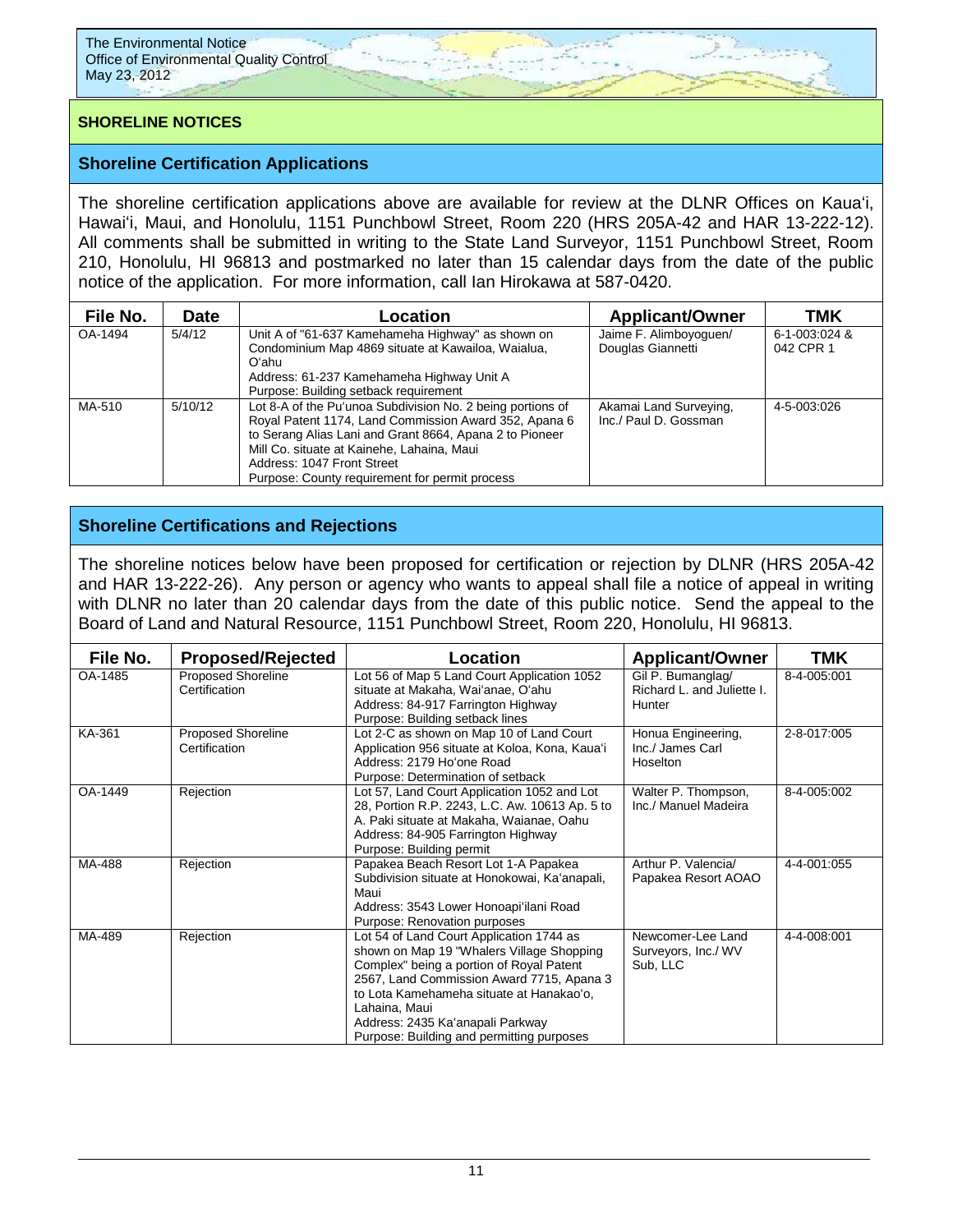## SHORELINE NOTICES

### Shoreline Certification Applications

The shoreline certification applications above are available for review at the DLNR Offices on Kaua'i, Hawai'i, Maui, and Honolulu, 1151 Punchbowl Street, Room 220 (HRS 205A-42 and HAR 13-222-12). All comments shall be submitted in writing to the State Land Surveyor, 1151 Punchbowl Street, Room 210, Honolulu, HI 96813 and postmarked no later than 15 calendar days from the date of the public notice of the application. For more information, call Ian Hirokawa at 587-0420.

| File No. | Date | Location | Applicant/Owner | TMK |
|---|---|---|---|---|
| OA-1494 | 5/4/12 | Unit A of "61-637 Kamehameha Highway" as shown on Condominium Map 4869 situate at Kawailoa, Waialua, O'ahu<br>Address: 61-237 Kamehameha Highway Unit A<br>Purpose: Building setback requirement | Jaime F. Alimboyoguen/ Douglas Giannetti | 6-1-003:024 & 042 CPR 1 |
| MA-510 | 5/10/12 | Lot 8-A of the Pu'unoa Subdivision No. 2 being portions of Royal Patent 1174, Land Commission Award 352, Apana 6 to Serang Alias Lani and Grant 8664, Apana 2 to Pioneer Mill Co. situate at Kainehe, Lahaina, Maui<br>Address: 1047 Front Street<br>Purpose: County requirement for permit process | Akamai Land Surveying, Inc./ Paul D. Gossman | 4-5-003:026 |

### Shoreline Certifications and Rejections

The shoreline notices below have been proposed for certification or rejection by DLNR (HRS 205A-42 and HAR 13-222-26). Any person or agency who wants to appeal shall file a notice of appeal in writing with DLNR no later than 20 calendar days from the date of this public notice. Send the appeal to the Board of Land and Natural Resource, 1151 Punchbowl Street, Room 220, Honolulu, HI 96813.

| File No. | Proposed/Rejected | Location | Applicant/Owner | TMK |
|---|---|---|---|---|
| OA-1485 | Proposed Shoreline Certification | Lot 56 of Map 5 Land Court Application 1052 situate at Makaha, Wai'anae, O'ahu<br>Address: 84-917 Farrington Highway<br>Purpose: Building setback lines | Gil P. Bumanglag/ Richard L. and Juliette I. Hunter | 8-4-005:001 |
| KA-361 | Proposed Shoreline Certification | Lot 2-C as shown on Map 10 of Land Court Application 956 situate at Koloa, Kona, Kaua'i<br>Address: 2179 Ho'one Road<br>Purpose: Determination of setback | Honua Engineering, Inc./ James Carl Hoselton | 2-8-017:005 |
| OA-1449 | Rejection | Lot 57, Land Court Application 1052 and Lot 28, Portion R.P. 2243, L.C. Aw. 10613 Ap. 5 to A. Paki situate at Makaha, Waianae, Oahu<br>Address: 84-905 Farrington Highway<br>Purpose: Building permit | Walter P. Thompson, Inc./ Manuel Madeira | 8-4-005:002 |
| MA-488 | Rejection | Papakea Beach Resort Lot 1-A Papakea Subdivision situate at Honokowai, Ka'anapali, Maui<br>Address: 3543 Lower Honoapi'ilani Road<br>Purpose: Renovation purposes | Arthur P. Valencia/ Papakea Resort AOAO | 4-4-001:055 |
| MA-489 | Rejection | Lot 54 of Land Court Application 1744 as shown on Map 19 "Whalers Village Shopping Complex" being a portion of Royal Patent 2567, Land Commission Award 7715, Apana 3 to Lota Kamehameha situate at Hanakao'o, Lahaina, Maui<br>Address: 2435 Ka'anapali Parkway<br>Purpose: Building and permitting purposes | Newcomer-Lee Land Surveyors, Inc./ WV Sub, LLC | 4-4-008:001 |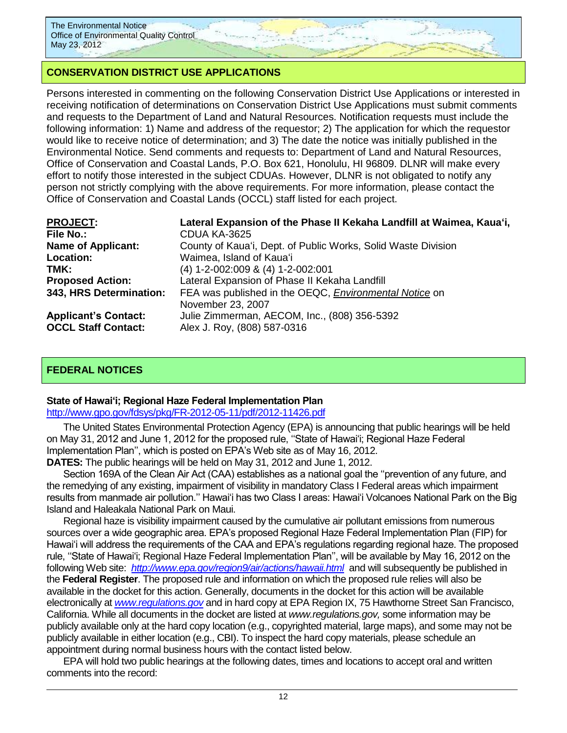## CONSERVATION DISTRICT USE APPLICATIONS

Persons interested in commenting on the following Conservation District Use Applications or interested in receiving notification of determinations on Conservation District Use Applications must submit comments and requests to the Department of Land and Natural Resources. Notification requests must include the following information: 1) Name and address of the requestor; 2) The application for which the requestor would like to receive notice of determination; and 3) The date the notice was initially published in the Environmental Notice. Send comments and requests to: Department of Land and Natural Resources, Office of Conservation and Coastal Lands, P.O. Box 621, Honolulu, HI 96809. DLNR will make every effort to notify those interested in the subject CDUAs. However, DLNR is not obligated to notify any person not strictly complying with the above requirements. For more information, please contact the Office of Conservation and Coastal Lands (OCCL) staff listed for each project.

| **PROJECT:** | **Lateral Expansion of the Phase II Kekaha Landfill at Waimea, Kauaʻi,** |
|---|---|
| **File No.:** | CDUA KA-3625 |
| **Name of Applicant:** | County of Kauaʻi, Dept. of Public Works, Solid Waste Division |
| **Location:** | Waimea, Island of Kauaʻi |
| **TMK:** | (4) 1-2-002:009 & (4) 1-2-002:001 |
| **Proposed Action:** | Lateral Expansion of Phase II Kekaha Landfill |
| **343, HRS Determination:** | FEA was published in the OEQC, *Environmental Notice* on November 23, 2007 |
| **Applicant's Contact:** | Julie Zimmerman, AECOM, Inc., (808) 356-5392 |
| **OCCL Staff Contact:** | Alex J. Roy, (808) 587-0316 |

## FEDERAL NOTICES

### State of Hawaiʻi; Regional Haze Federal Implementation Plan

http://www.gpo.gov/fdsys/pkg/FR-2012-05-11/pdf/2012-11426.pdf

The United States Environmental Protection Agency (EPA) is announcing that public hearings will be held on May 31, 2012 and June 1, 2012 for the proposed rule, ''State of Hawaiʻi; Regional Haze Federal Implementation Plan'', which is posted on EPA's Web site as of May 16, 2012.

**DATES:** The public hearings will be held on May 31, 2012 and June 1, 2012.

Section 169A of the Clean Air Act (CAA) establishes as a national goal the ''prevention of any future, and the remedying of any existing, impairment of visibility in mandatory Class I Federal areas which impairment results from manmade air pollution.'' Hawaiʻi has two Class I areas: Hawaiʻi Volcanoes National Park on the Big Island and Haleakala National Park on Maui.

Regional haze is visibility impairment caused by the cumulative air pollutant emissions from numerous sources over a wide geographic area. EPA's proposed Regional Haze Federal Implementation Plan (FIP) for Hawaiʻi will address the requirements of the CAA and EPA's regulations regarding regional haze. The proposed rule, ''State of Hawaiʻi; Regional Haze Federal Implementation Plan'', will be available by May 16, 2012 on the following Web site: *http://www.epa.gov/region9/air/actions/hawaii.html* and will subsequently be published in the **Federal Register**. The proposed rule and information on which the proposed rule relies will also be available in the docket for this action. Generally, documents in the docket for this action will be available electronically at *www.regulations.gov* and in hard copy at EPA Region IX, 75 Hawthorne Street San Francisco, California. While all documents in the docket are listed at *www.regulations.gov,* some information may be publicly available only at the hard copy location (e.g., copyrighted material, large maps), and some may not be publicly available in either location (e.g., CBI). To inspect the hard copy materials, please schedule an appointment during normal business hours with the contact listed below.

EPA will hold two public hearings at the following dates, times and locations to accept oral and written comments into the record: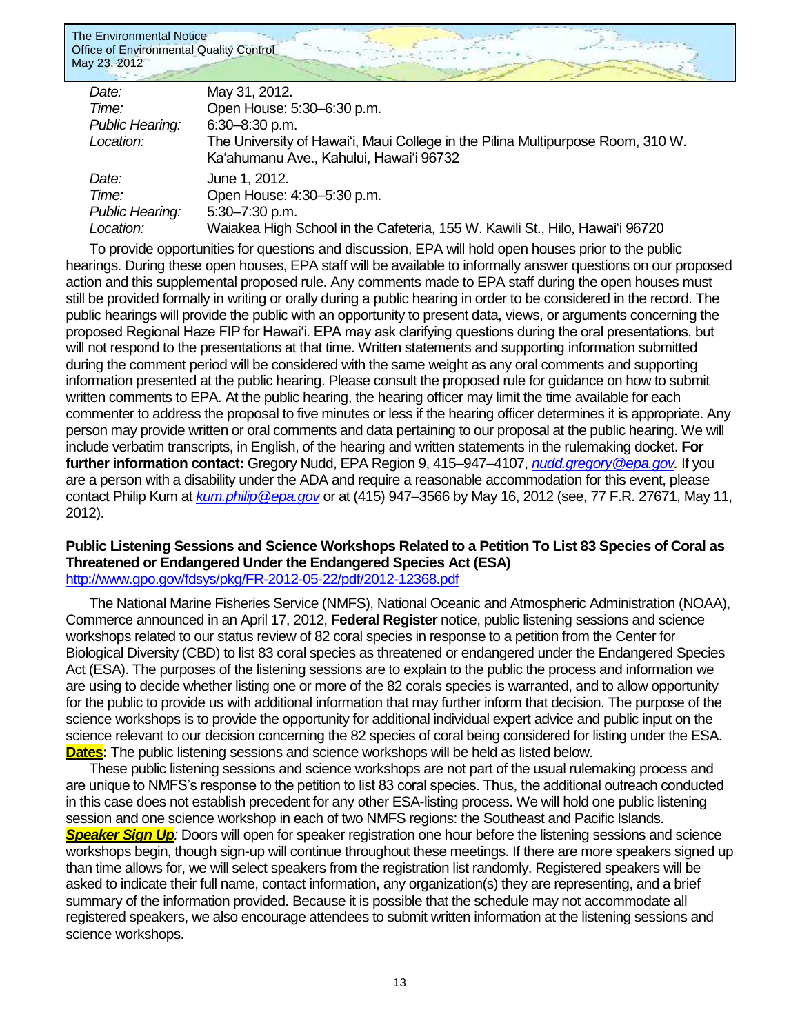| | |
|---|---|
| *Date:* | May 31, 2012. |
| *Time:* | Open House: 5:30–6:30 p.m. |
| *Public Hearing:* | 6:30–8:30 p.m. |
| *Location:* | The University of Hawai'i, Maui College in the Pilina Multipurpose Room, 310 W. Ka'ahumanu Ave., Kahului, Hawai'i 96732 |
| *Date:* | June 1, 2012. |
| *Time:* | Open House: 4:30–5:30 p.m. |
| *Public Hearing:* | 5:30–7:30 p.m. |
| *Location:* | Waiakea High School in the Cafeteria, 155 W. Kawili St., Hilo, Hawai'i 96720 |

To provide opportunities for questions and discussion, EPA will hold open houses prior to the public hearings. During these open houses, EPA staff will be available to informally answer questions on our proposed action and this supplemental proposed rule. Any comments made to EPA staff during the open houses must still be provided formally in writing or orally during a public hearing in order to be considered in the record. The public hearings will provide the public with an opportunity to present data, views, or arguments concerning the proposed Regional Haze FIP for Hawai'i. EPA may ask clarifying questions during the oral presentations, but will not respond to the presentations at that time. Written statements and supporting information submitted during the comment period will be considered with the same weight as any oral comments and supporting information presented at the public hearing. Please consult the proposed rule for guidance on how to submit written comments to EPA. At the public hearing, the hearing officer may limit the time available for each commenter to address the proposal to five minutes or less if the hearing officer determines it is appropriate. Any person may provide written or oral comments and data pertaining to our proposal at the public hearing. We will include verbatim transcripts, in English, of the hearing and written statements in the rulemaking docket. **For further information contact:** Gregory Nudd, EPA Region 9, 415–947–4107, *nudd.gregory@epa.gov.* If you are a person with a disability under the ADA and require a reasonable accommodation for this event, please contact Philip Kum at *kum.philip@epa.gov* or at (415) 947–3566 by May 16, 2012 (see, 77 F.R. 27671, May 11, 2012).

### Public Listening Sessions and Science Workshops Related to a Petition To List 83 Species of Coral as Threatened or Endangered Under the Endangered Species Act (ESA)

http://www.gpo.gov/fdsys/pkg/FR-2012-05-22/pdf/2012-12368.pdf

The National Marine Fisheries Service (NMFS), National Oceanic and Atmospheric Administration (NOAA), Commerce announced in an April 17, 2012, **Federal Register** notice, public listening sessions and science workshops related to our status review of 82 coral species in response to a petition from the Center for Biological Diversity (CBD) to list 83 coral species as threatened or endangered under the Endangered Species Act (ESA). The purposes of the listening sessions are to explain to the public the process and information we are using to decide whether listing one or more of the 82 corals species is warranted, and to allow opportunity for the public to provide us with additional information that may further inform that decision. The purpose of the science workshops is to provide the opportunity for additional individual expert advice and public input on the science relevant to our decision concerning the 82 species of coral being considered for listing under the ESA. **Dates:** The public listening sessions and science workshops will be held as listed below.

These public listening sessions and science workshops are not part of the usual rulemaking process and are unique to NMFS's response to the petition to list 83 coral species. Thus, the additional outreach conducted in this case does not establish precedent for any other ESA-listing process. We will hold one public listening session and one science workshop in each of two NMFS regions: the Southeast and Pacific Islands. ***Speaker Sign Up****:* Doors will open for speaker registration one hour before the listening sessions and science workshops begin, though sign-up will continue throughout these meetings. If there are more speakers signed up than time allows for, we will select speakers from the registration list randomly. Registered speakers will be asked to indicate their full name, contact information, any organization(s) they are representing, and a brief summary of the information provided. Because it is possible that the schedule may not accommodate all registered speakers, we also encourage attendees to submit written information at the listening sessions and science workshops.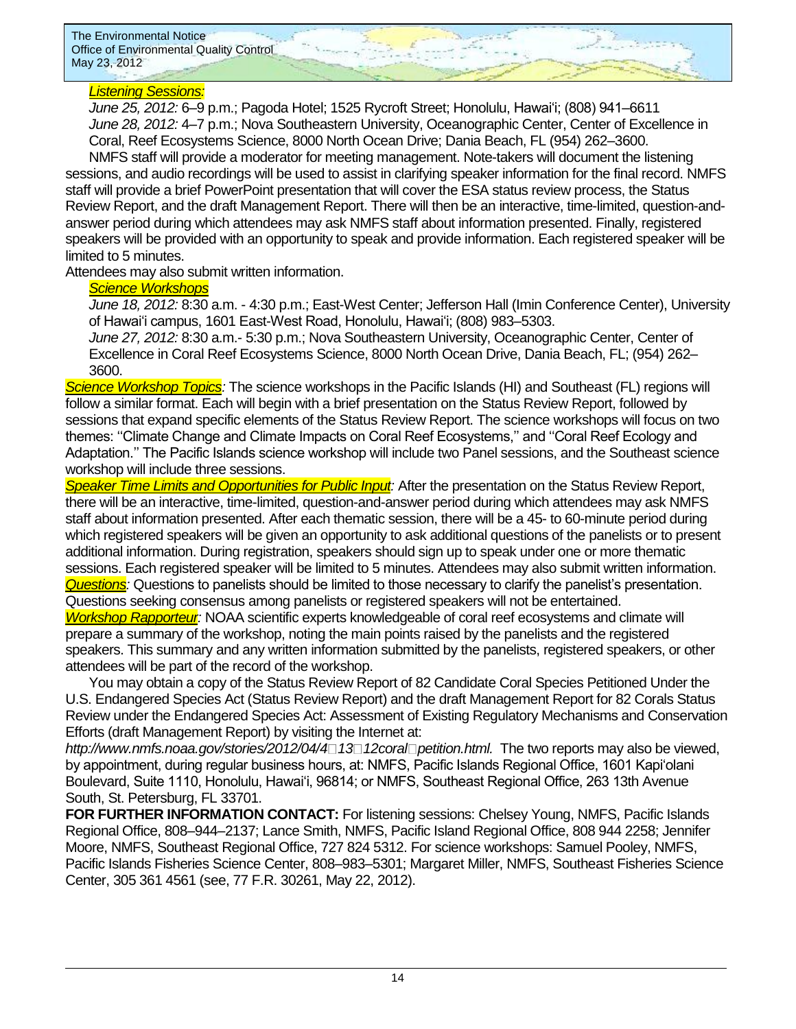*Listening Sessions:*

*June 25, 2012:* 6–9 p.m.; Pagoda Hotel; 1525 Rycroft Street; Honolulu, Hawai'i; (808) 941–6611

*June 28, 2012:* 4–7 p.m.; Nova Southeastern University, Oceanographic Center, Center of Excellence in Coral, Reef Ecosystems Science, 8000 North Ocean Drive; Dania Beach, FL (954) 262–3600.

NMFS staff will provide a moderator for meeting management. Note-takers will document the listening sessions, and audio recordings will be used to assist in clarifying speaker information for the final record. NMFS staff will provide a brief PowerPoint presentation that will cover the ESA status review process, the Status Review Report, and the draft Management Report. There will then be an interactive, time-limited, question-and-answer period during which attendees may ask NMFS staff about information presented. Finally, registered speakers will be provided with an opportunity to speak and provide information. Each registered speaker will be limited to 5 minutes.

Attendees may also submit written information.

*Science Workshops*

*June 18, 2012:* 8:30 a.m. - 4:30 p.m.; East-West Center; Jefferson Hall (Imin Conference Center), University of Hawai'i campus, 1601 East-West Road, Honolulu, Hawai'i; (808) 983–5303.

*June 27, 2012:* 8:30 a.m.- 5:30 p.m.; Nova Southeastern University, Oceanographic Center, Center of Excellence in Coral Reef Ecosystems Science, 8000 North Ocean Drive, Dania Beach, FL; (954) 262–3600.

*Science Workshop Topics:* The science workshops in the Pacific Islands (HI) and Southeast (FL) regions will follow a similar format. Each will begin with a brief presentation on the Status Review Report, followed by sessions that expand specific elements of the Status Review Report. The science workshops will focus on two themes: ''Climate Change and Climate Impacts on Coral Reef Ecosystems,'' and ''Coral Reef Ecology and Adaptation.'' The Pacific Islands science workshop will include two Panel sessions, and the Southeast science workshop will include three sessions.

*Speaker Time Limits and Opportunities for Public Input:* After the presentation on the Status Review Report, there will be an interactive, time-limited, question-and-answer period during which attendees may ask NMFS staff about information presented. After each thematic session, there will be a 45- to 60-minute period during which registered speakers will be given an opportunity to ask additional questions of the panelists or to present additional information. During registration, speakers should sign up to speak under one or more thematic sessions. Each registered speaker will be limited to 5 minutes. Attendees may also submit written information.

*Questions:* Questions to panelists should be limited to those necessary to clarify the panelist's presentation. Questions seeking consensus among panelists or registered speakers will not be entertained.

*Workshop Rapporteur:* NOAA scientific experts knowledgeable of coral reef ecosystems and climate will prepare a summary of the workshop, noting the main points raised by the panelists and the registered speakers. This summary and any written information submitted by the panelists, registered speakers, or other attendees will be part of the record of the workshop.

You may obtain a copy of the Status Review Report of 82 Candidate Coral Species Petitioned Under the U.S. Endangered Species Act (Status Review Report) and the draft Management Report for 82 Corals Status Review under the Endangered Species Act: Assessment of Existing Regulatory Mechanisms and Conservation Efforts (draft Management Report) by visiting the Internet at:

*http://www.nmfs.noaa.gov/stories/2012/04/4-13-12coral-petition.html.* The two reports may also be viewed, by appointment, during regular business hours, at: NMFS, Pacific Islands Regional Office, 1601 Kapi'olani Boulevard, Suite 1110, Honolulu, Hawai'i, 96814; or NMFS, Southeast Regional Office, 263 13th Avenue South, St. Petersburg, FL 33701.

**FOR FURTHER INFORMATION CONTACT:** For listening sessions: Chelsey Young, NMFS, Pacific Islands Regional Office, 808–944–2137; Lance Smith, NMFS, Pacific Island Regional Office, 808 944 2258; Jennifer Moore, NMFS, Southeast Regional Office, 727 824 5312. For science workshops: Samuel Pooley, NMFS, Pacific Islands Fisheries Science Center, 808–983–5301; Margaret Miller, NMFS, Southeast Fisheries Science Center, 305 361 4561 (see, 77 F.R. 30261, May 22, 2012).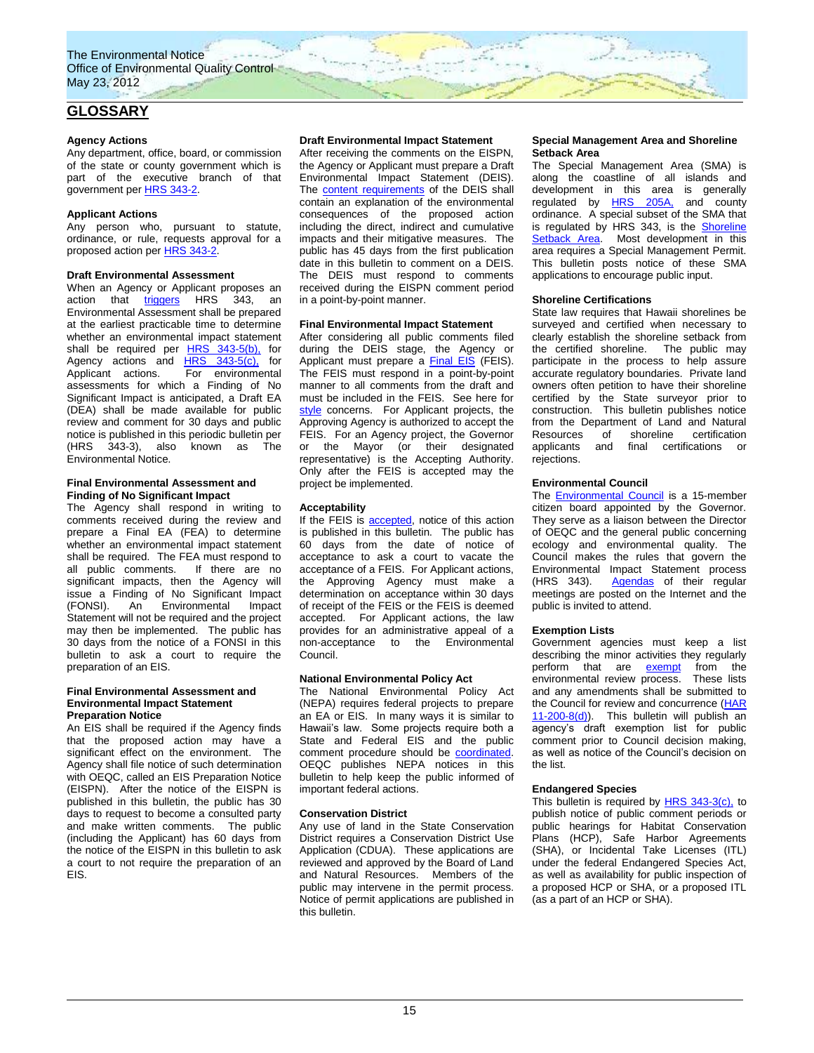## GLOSSARY

### Agency Actions

Any department, office, board, or commission of the state or county government which is part of the executive branch of that government per HRS 343-2.

### Applicant Actions

Any person who, pursuant to statute, ordinance, or rule, requests approval for a proposed action per HRS 343-2.

### Draft Environmental Assessment

When an Agency or Applicant proposes an action that triggers HRS 343, an Environmental Assessment shall be prepared at the earliest practicable time to determine whether an environmental impact statement shall be required per HRS 343-5(b), for Agency actions and HRS 343-5(c), for Applicant actions. For environmental assessments for which a Finding of No Significant Impact is anticipated, a Draft EA (DEA) shall be made available for public review and comment for 30 days and public notice is published in this periodic bulletin per (HRS 343-3), also known as The Environmental Notice.

### Final Environmental Assessment and Finding of No Significant Impact

The Agency shall respond in writing to comments received during the review and prepare a Final EA (FEA) to determine whether an environmental impact statement shall be required. The FEA must respond to all public comments. If there are no significant impacts, then the Agency will issue a Finding of No Significant Impact (FONSI). An Environmental Impact Statement will not be required and the project may then be implemented. The public has 30 days from the notice of a FONSI in this bulletin to ask a court to require the preparation of an EIS.

### Final Environmental Assessment and Environmental Impact Statement Preparation Notice

An EIS shall be required if the Agency finds that the proposed action may have a significant effect on the environment. The Agency shall file notice of such determination with OEQC, called an EIS Preparation Notice (EISPN). After the notice of the EISPN is published in this bulletin, the public has 30 days to request to become a consulted party and make written comments. The public (including the Applicant) has 60 days from the notice of the EISPN in this bulletin to ask a court to not require the preparation of an EIS.

### Draft Environmental Impact Statement

After receiving the comments on the EISPN, the Agency or Applicant must prepare a Draft Environmental Impact Statement (DEIS). The content requirements of the DEIS shall contain an explanation of the environmental consequences of the proposed action including the direct, indirect and cumulative impacts and their mitigative measures. The public has 45 days from the first publication date in this bulletin to comment on a DEIS. The DEIS must respond to comments received during the EISPN comment period in a point-by-point manner.

### Final Environmental Impact Statement

After considering all public comments filed during the DEIS stage, the Agency or Applicant must prepare a Final EIS (FEIS). The FEIS must respond in a point-by-point manner to all comments from the draft and must be included in the FEIS. See here for style concerns. For Applicant projects, the Approving Agency is authorized to accept the FEIS. For an Agency project, the Governor or the Mayor (or their designated representative) is the Accepting Authority. Only after the FEIS is accepted may the project be implemented.

### Acceptability

If the FEIS is accepted, notice of this action is published in this bulletin. The public has 60 days from the date of notice of acceptance to ask a court to vacate the acceptance of a FEIS. For Applicant actions, the Approving Agency must make a determination on acceptance within 30 days of receipt of the FEIS or the FEIS is deemed accepted. For Applicant actions, the law provides for an administrative appeal of a non-acceptance to the Environmental Council.

### National Environmental Policy Act

The National Environmental Policy Act (NEPA) requires federal projects to prepare an EA or EIS. In many ways it is similar to Hawaii's law. Some projects require both a State and Federal EIS and the public comment procedure should be coordinated. OEQC publishes NEPA notices in this bulletin to help keep the public informed of important federal actions.

### Conservation District

Any use of land in the State Conservation District requires a Conservation District Use Application (CDUA). These applications are reviewed and approved by the Board of Land and Natural Resources. Members of the public may intervene in the permit process. Notice of permit applications are published in this bulletin.

### Special Management Area and Shoreline Setback Area

The Special Management Area (SMA) is along the coastline of all islands and development in this area is generally regulated by HRS 205A, and county ordinance. A special subset of the SMA that is regulated by HRS 343, is the Shoreline Setback Area. Most development in this area requires a Special Management Permit. This bulletin posts notice of these SMA applications to encourage public input.

### Shoreline Certifications

State law requires that Hawaii shorelines be surveyed and certified when necessary to clearly establish the shoreline setback from the certified shoreline. The public may participate in the process to help assure accurate regulatory boundaries. Private land owners often petition to have their shoreline certified by the State surveyor prior to construction. This bulletin publishes notice from the Department of Land and Natural Resources of shoreline certification applicants and final certifications or rejections.

### Environmental Council

The Environmental Council is a 15-member citizen board appointed by the Governor. They serve as a liaison between the Director of OEQC and the general public concerning ecology and environmental quality. The Council makes the rules that govern the Environmental Impact Statement process (HRS 343). Agendas of their regular meetings are posted on the Internet and the public is invited to attend.

### Exemption Lists

Government agencies must keep a list describing the minor activities they regularly perform that are exempt from the environmental review process. These lists and any amendments shall be submitted to the Council for review and concurrence (HAR 11-200-8(d)). This bulletin will publish an agency's draft exemption list for public comment prior to Council decision making, as well as notice of the Council's decision on the list.

### Endangered Species

This bulletin is required by HRS 343-3(c), to publish notice of public comment periods or public hearings for Habitat Conservation Plans (HCP), Safe Harbor Agreements (SHA), or Incidental Take Licenses (ITL) under the federal Endangered Species Act, as well as availability for public inspection of a proposed HCP or SHA, or a proposed ITL (as a part of an HCP or SHA).